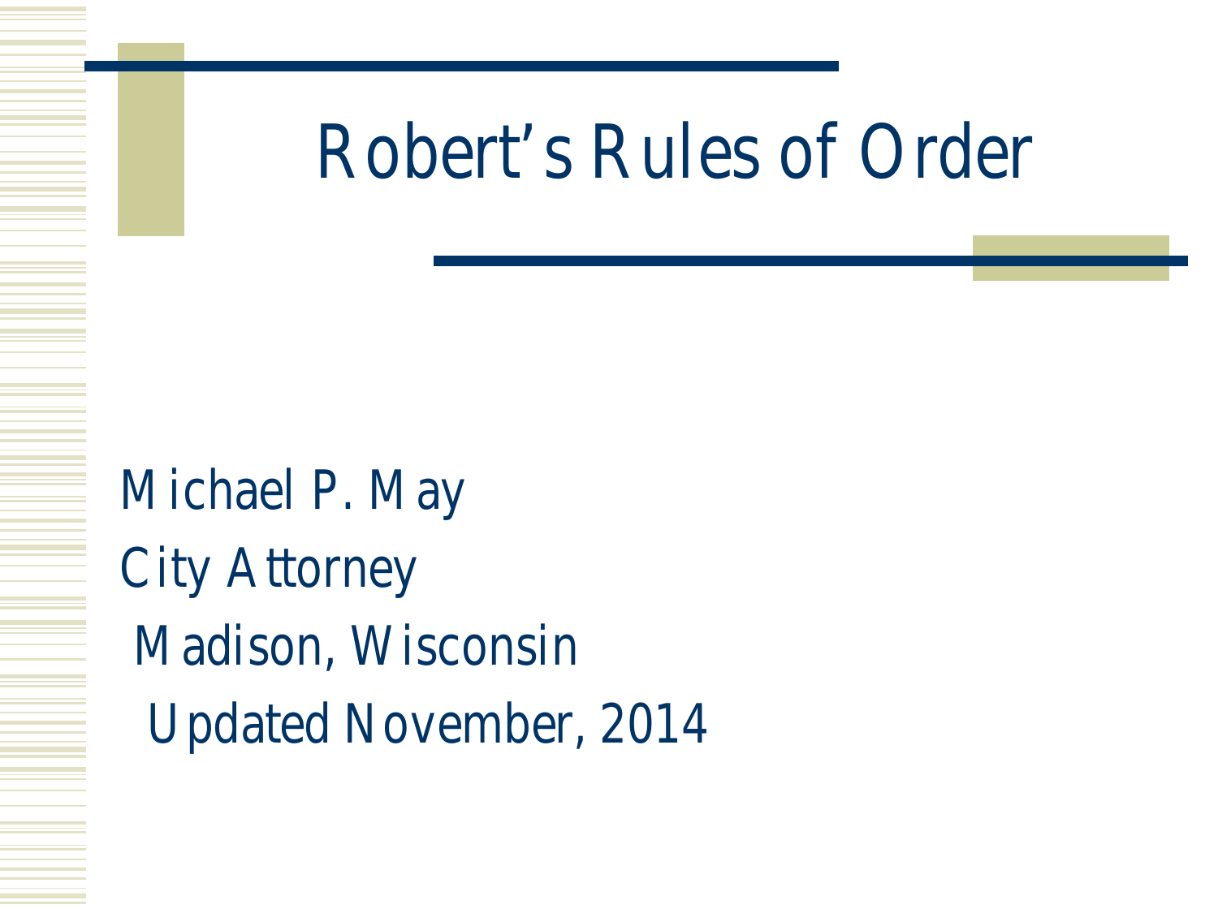# Robert's Rules of Order

Michael P. May

City Attorney

Madison, Wisconsin

Updated November, 2014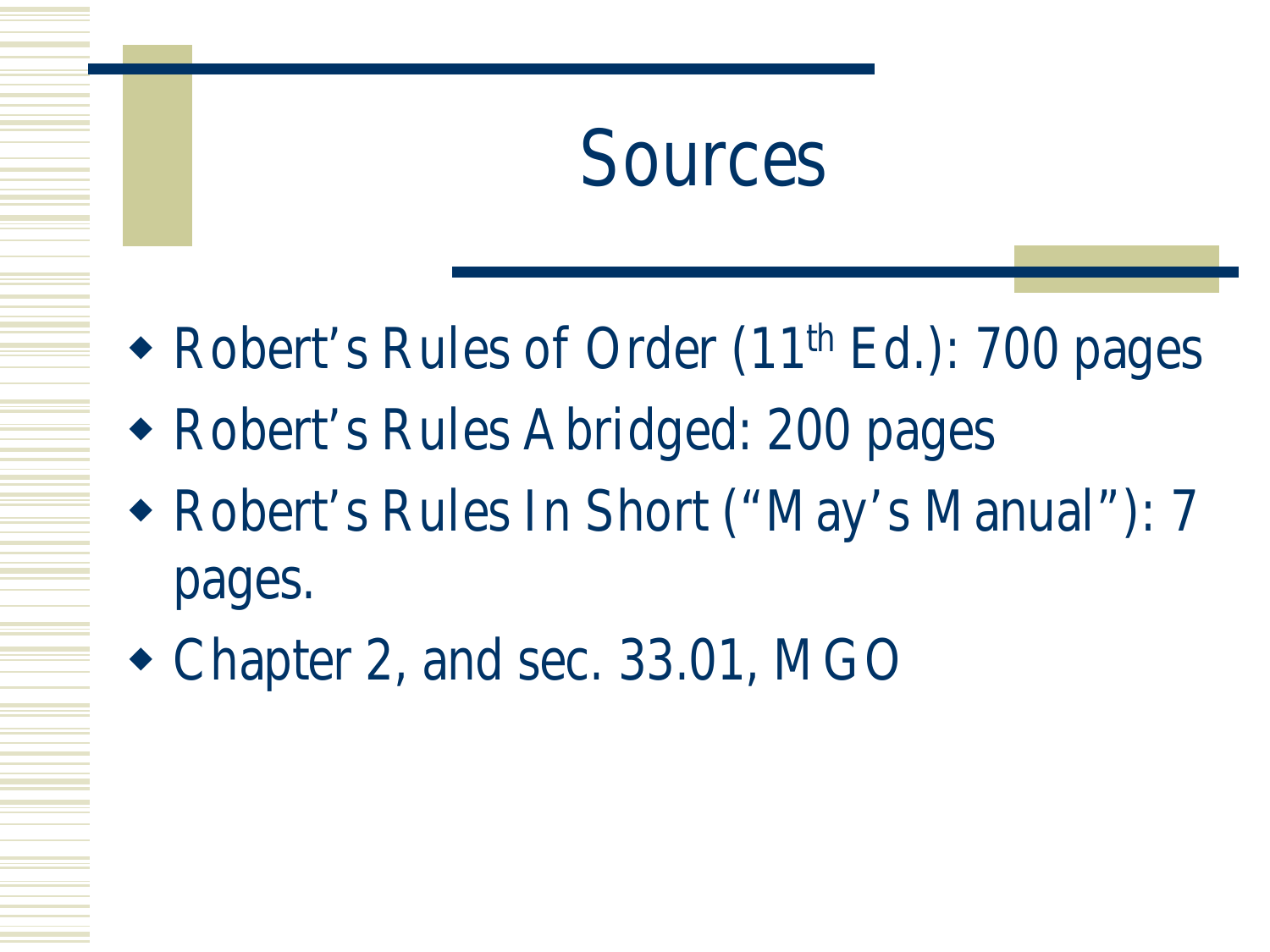# Sources

- Robert's Rules of Order (11th Ed.): 700 pages
- Robert's Rules Abridged: 200 pages
- Robert's Rules In Short ("May's Manual"): 7 pages.
- Chapter 2, and sec. 33.01, MGO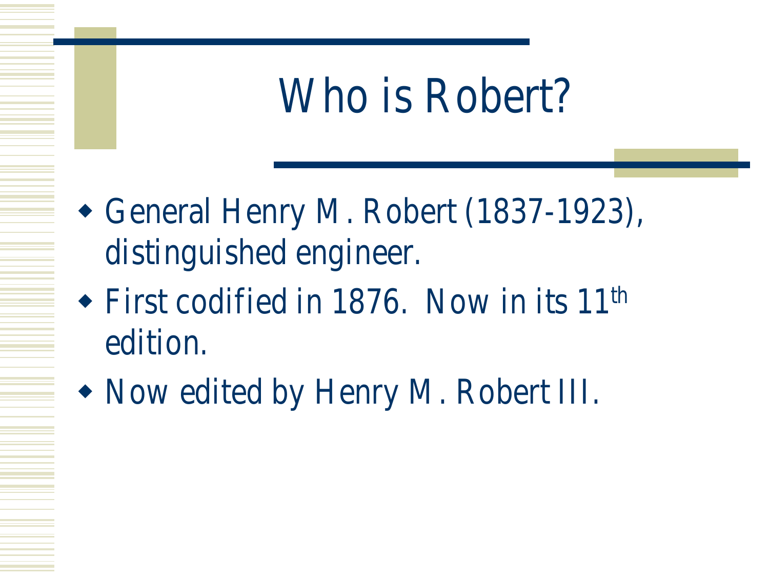# Who is Robert?

- General Henry M. Robert (1837-1923), distinguished engineer.
- First codified in 1876. Now in its 11th edition.
- Now edited by Henry M. Robert III.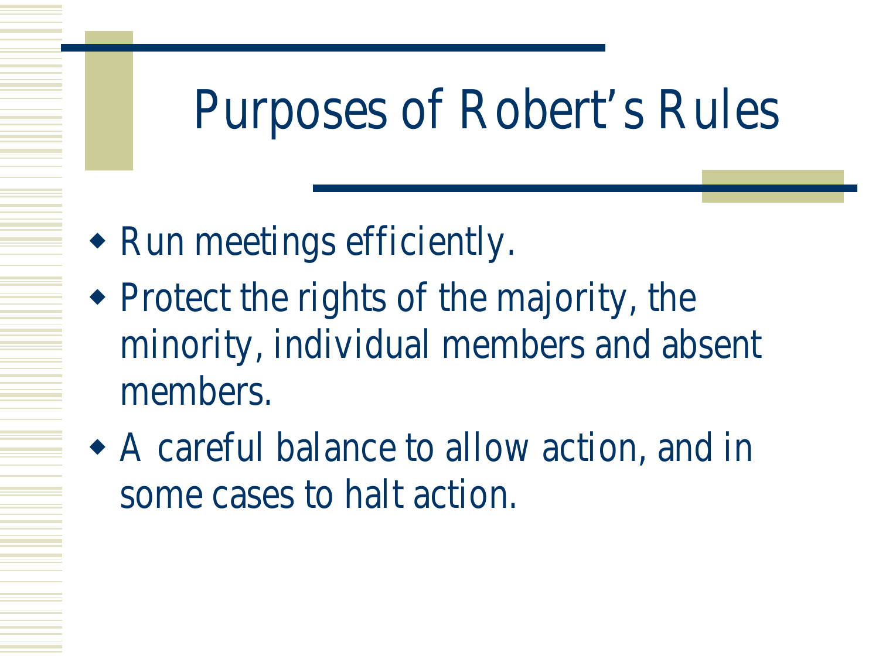# Purposes of Robert's Rules

- Run meetings efficiently.
- Protect the rights of the majority, the minority, individual members and absent members.
- A careful balance to allow action, and in some cases to halt action.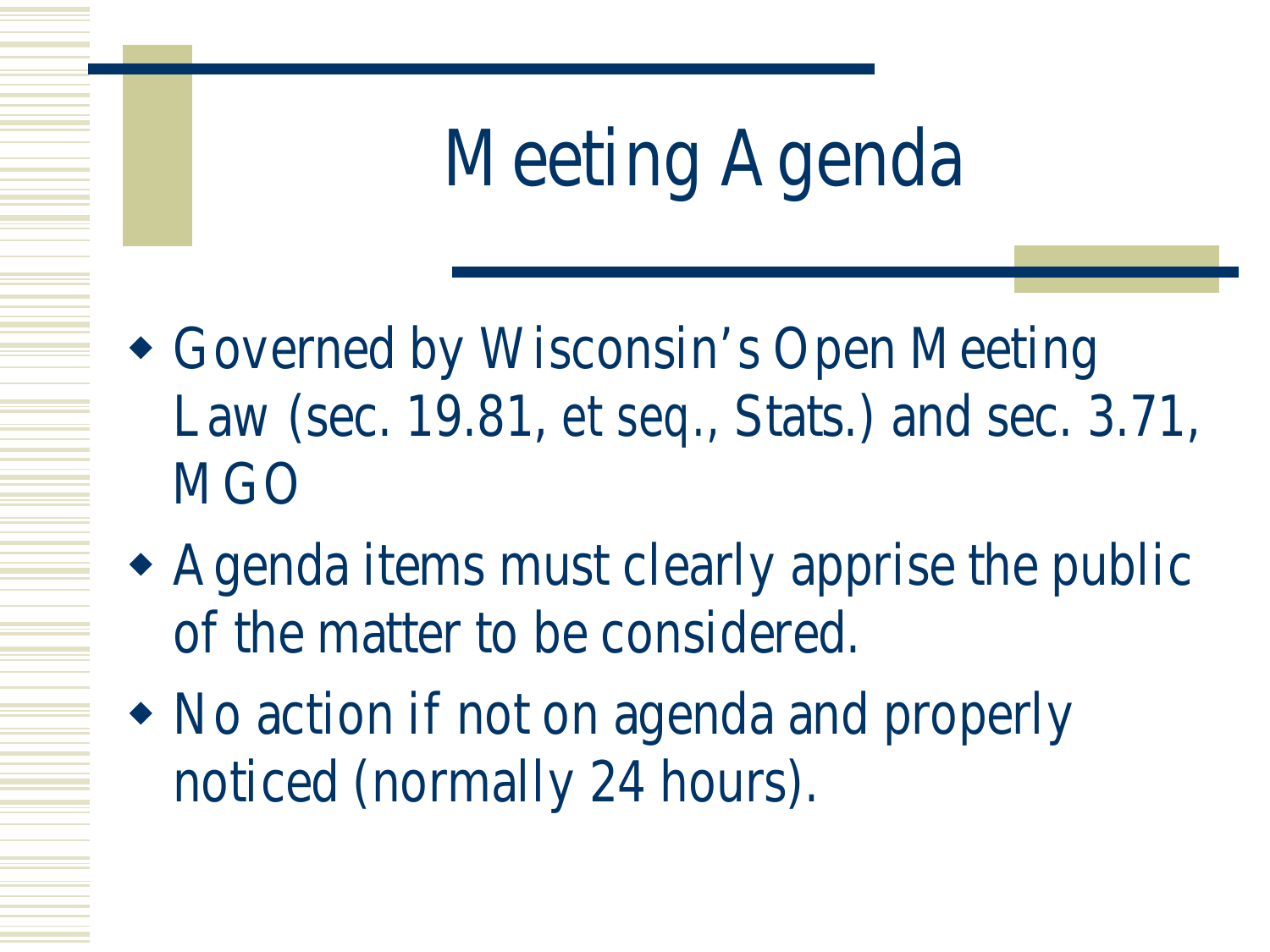# Meeting Agenda

- Governed by Wisconsin's Open Meeting Law (sec. 19.81, et seq., Stats.) and sec. 3.71, MGO
- Agenda items must clearly apprise the public of the matter to be considered.
- No action if not on agenda and properly noticed (normally 24 hours).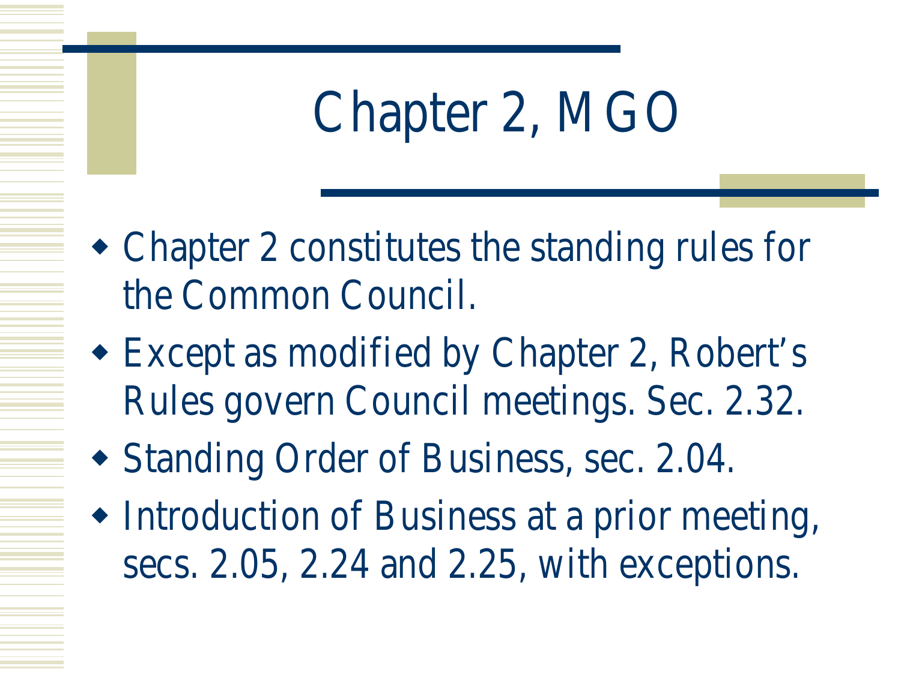# Chapter 2, MGO

- Chapter 2 constitutes the standing rules for the Common Council.
- Except as modified by Chapter 2, Robert's Rules govern Council meetings. Sec. 2.32.
- Standing Order of Business, sec. 2.04.
- Introduction of Business at a prior meeting, secs. 2.05, 2.24 and 2.25, with exceptions.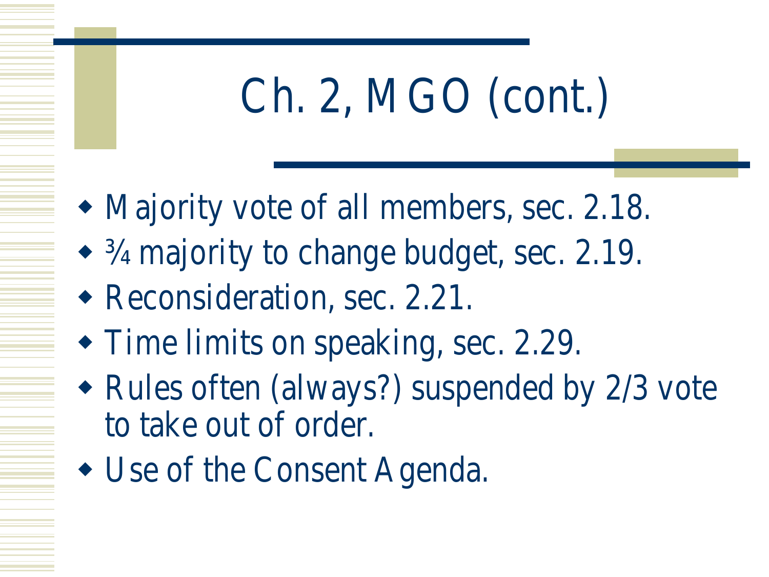# Ch. 2, MGO (cont.)

- Majority vote of all members, sec. 2.18.
- ¾ majority to change budget, sec. 2.19.
- Reconsideration, sec. 2.21.
- Time limits on speaking, sec. 2.29.
- Rules often (always?) suspended by 2/3 vote to take out of order.
- Use of the Consent Agenda.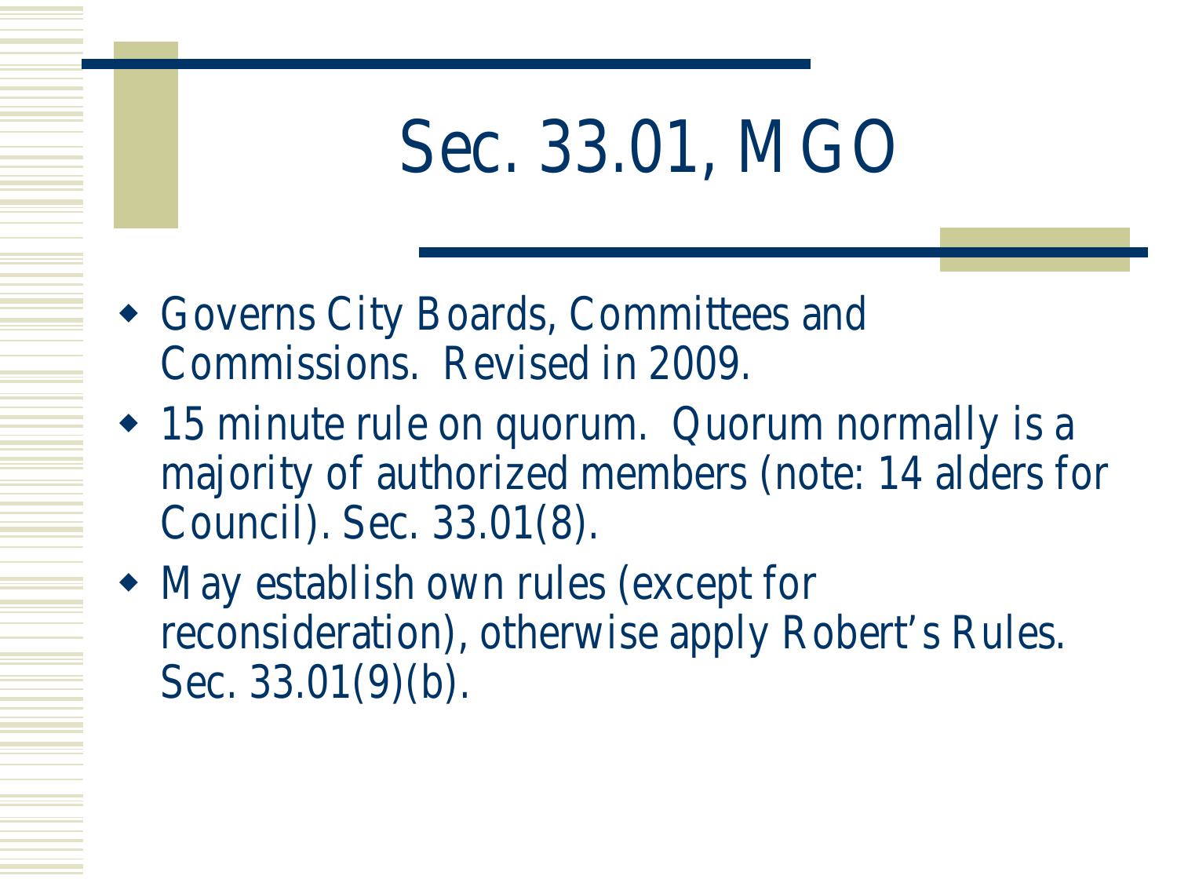# Sec. 33.01, MGO

- Governs City Boards, Committees and Commissions. Revised in 2009.
- 15 minute rule on quorum. Quorum normally is a majority of authorized members (note: 14 alders for Council). Sec. 33.01(8).
- May establish own rules (except for reconsideration), otherwise apply Robert's Rules. Sec. 33.01(9)(b).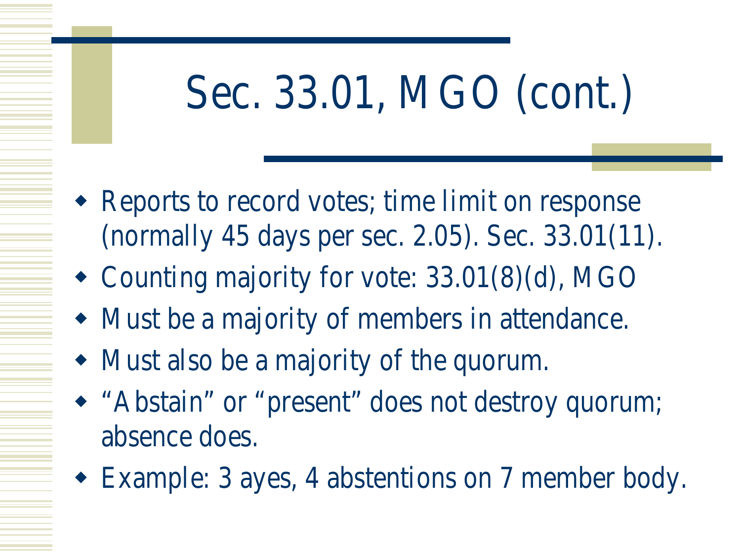# Sec. 33.01, MGO (cont.)

- Reports to record votes; time limit on response (normally 45 days per sec. 2.05). Sec. 33.01(11).
- Counting majority for vote: 33.01(8)(d), MGO
- Must be a majority of members in attendance.
- Must also be a majority of the quorum.
- "Abstain" or "present" does not destroy quorum; absence does.
- Example: 3 ayes, 4 abstentions on 7 member body.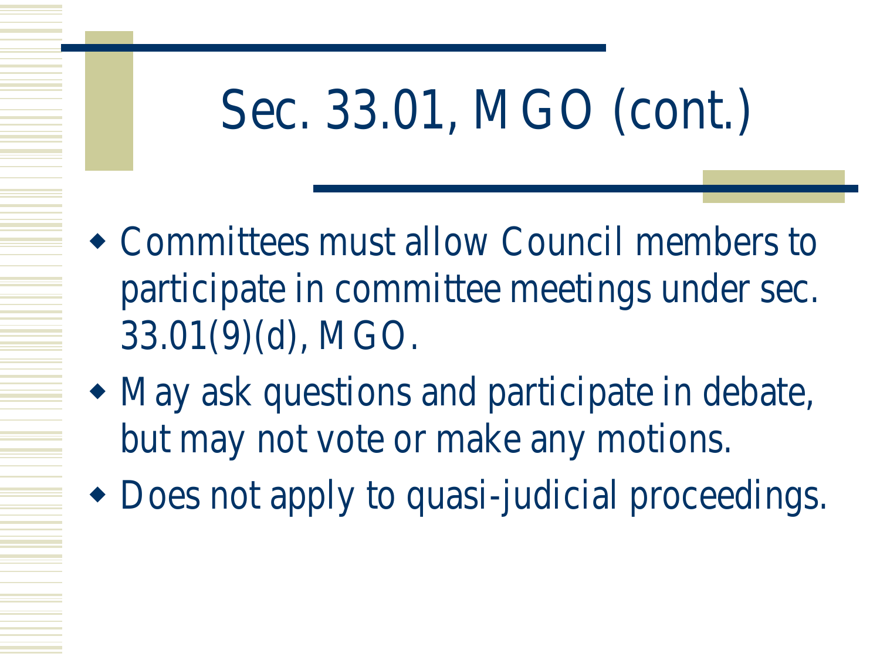# Sec. 33.01, MGO (cont.)

- Committees must allow Council members to participate in committee meetings under sec. 33.01(9)(d), MGO.
- May ask questions and participate in debate, but may not vote or make any motions.
- Does not apply to quasi-judicial proceedings.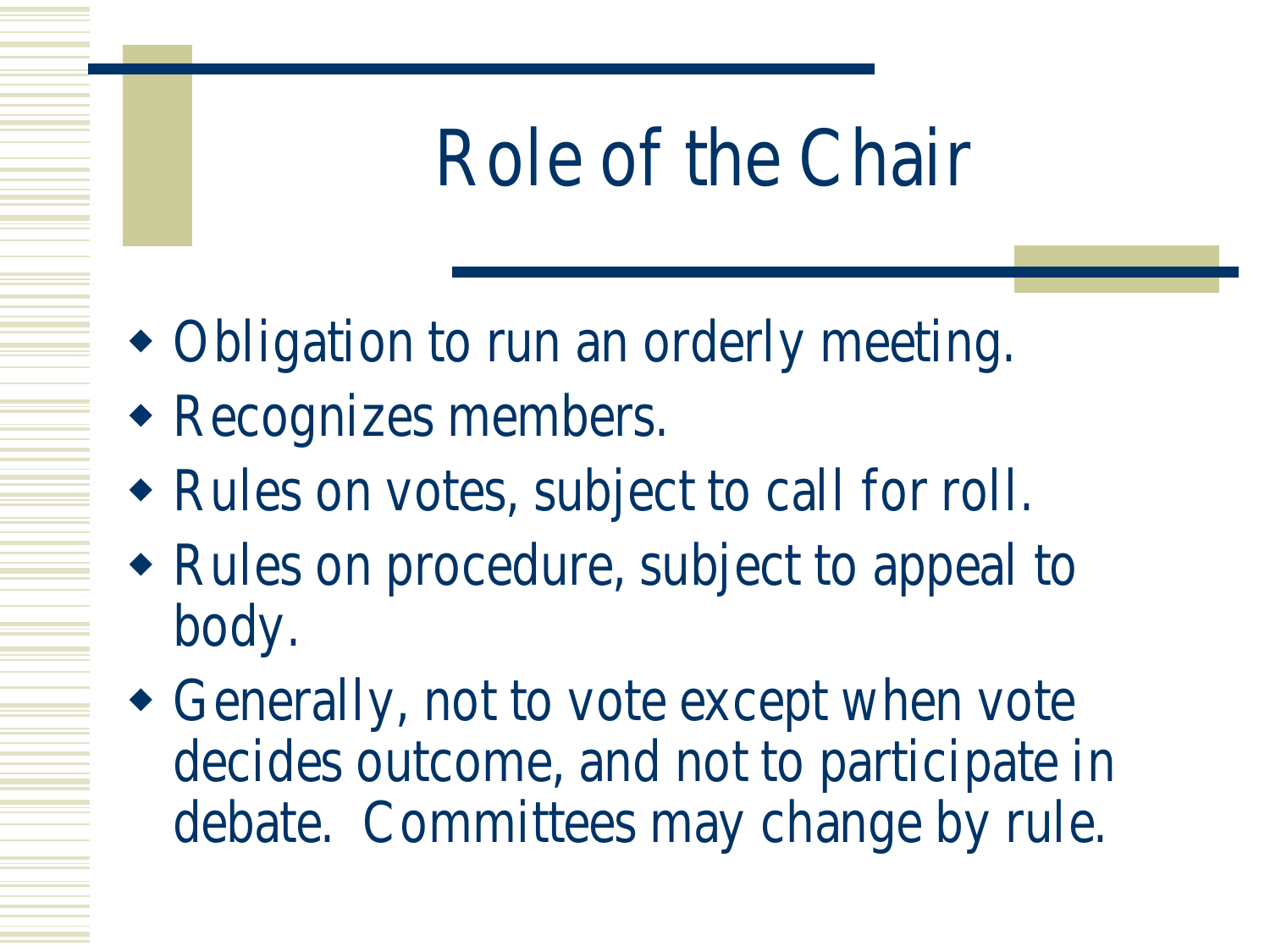# Role of the Chair

- Obligation to run an orderly meeting.
- Recognizes members.
- Rules on votes, subject to call for roll.
- Rules on procedure, subject to appeal to body.
- Generally, not to vote except when vote decides outcome, and not to participate in debate. Committees may change by rule.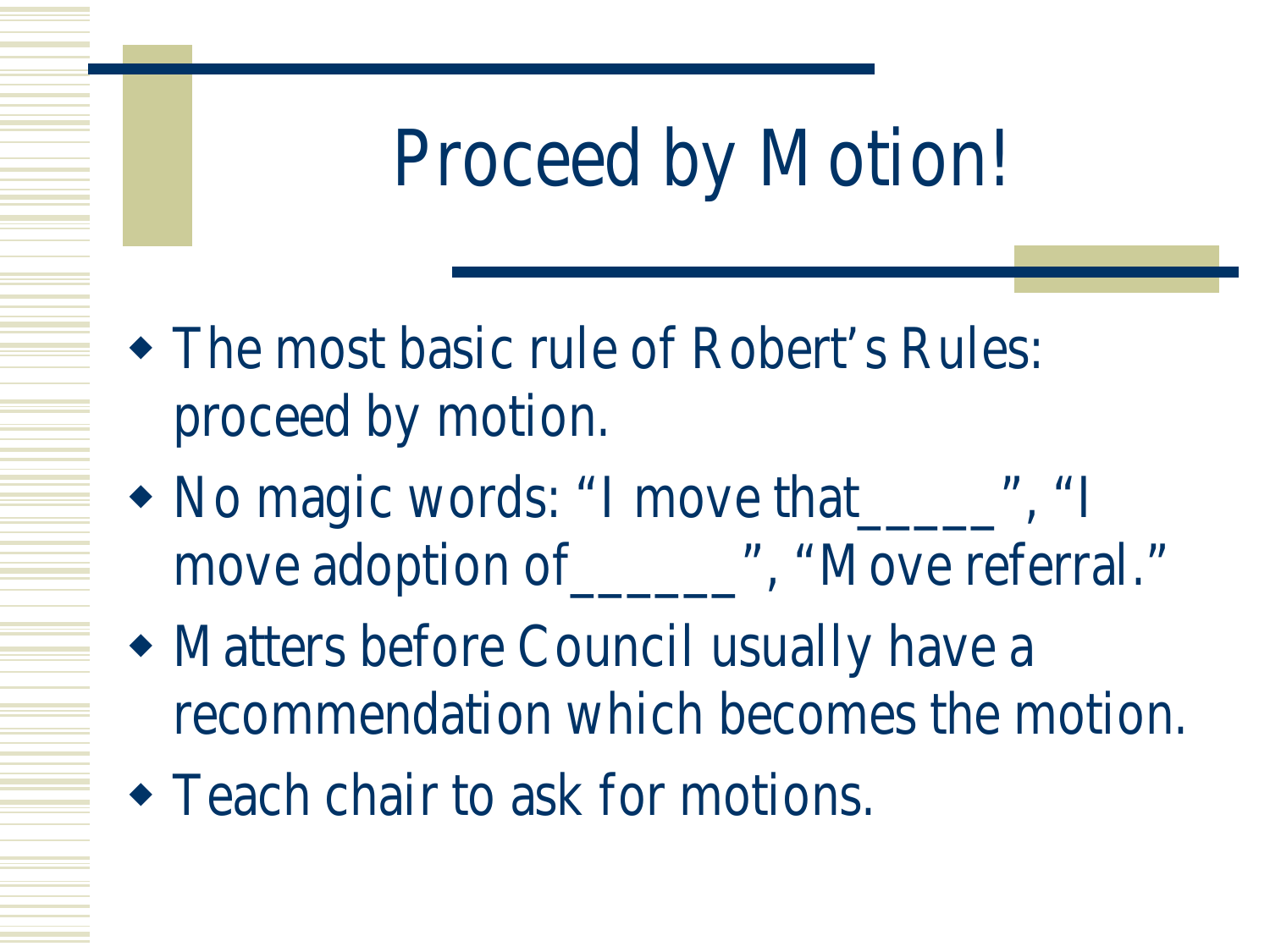# Proceed by Motion!

- The most basic rule of Robert's Rules: proceed by motion.
- No magic words: "I move that_____", "I move adoption of______", "Move referral."
- Matters before Council usually have a recommendation which becomes the motion.
- Teach chair to ask for motions.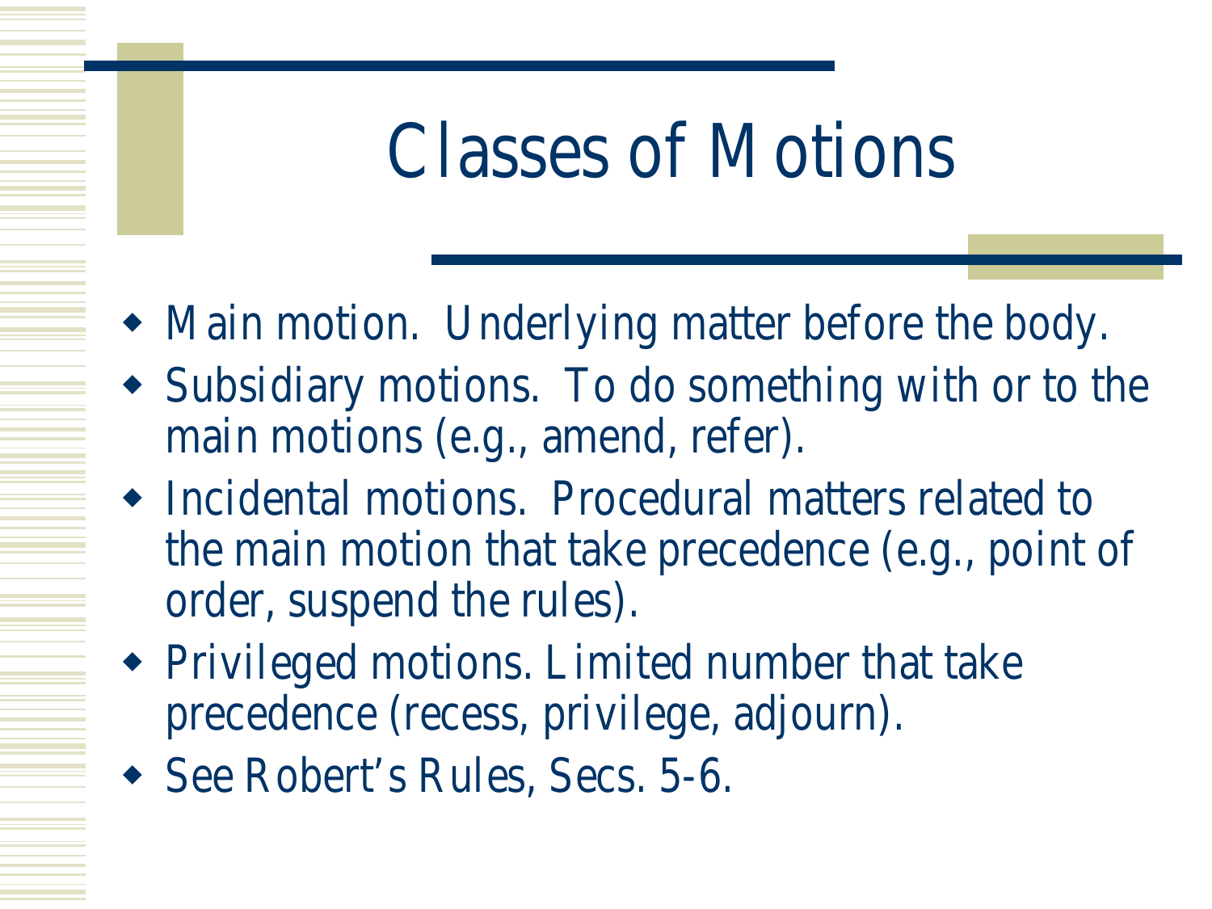# Classes of Motions

- Main motion.  Underlying matter before the body.
- Subsidiary motions.  To do something with or to the main motions (e.g., amend, refer).
- Incidental motions.  Procedural matters related to the main motion that take precedence (e.g., point of order, suspend the rules).
- Privileged motions. Limited number that take precedence (recess, privilege, adjourn).
- See Robert's Rules, Secs. 5-6.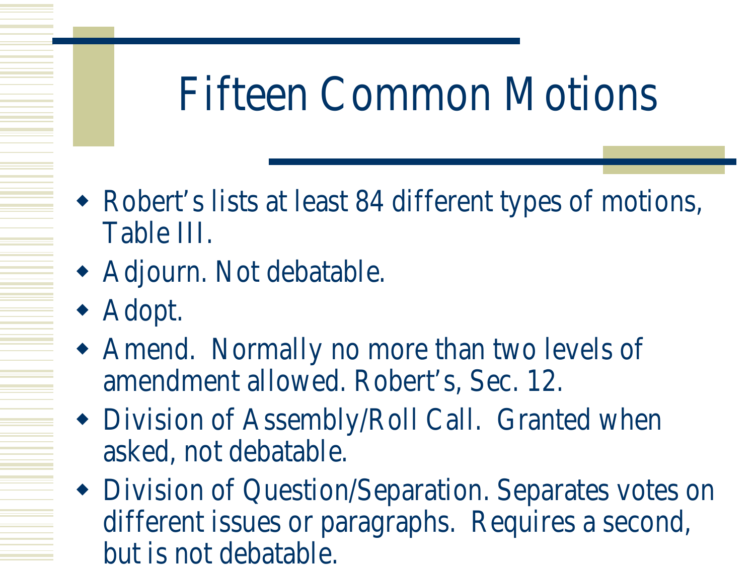# Fifteen Common Motions

- Robert's lists at least 84 different types of motions, Table III.
- Adjourn. Not debatable.
- Adopt.
- Amend. Normally no more than two levels of amendment allowed. Robert's, Sec. 12.
- Division of Assembly/Roll Call. Granted when asked, not debatable.
- Division of Question/Separation. Separates votes on different issues or paragraphs. Requires a second, but is not debatable.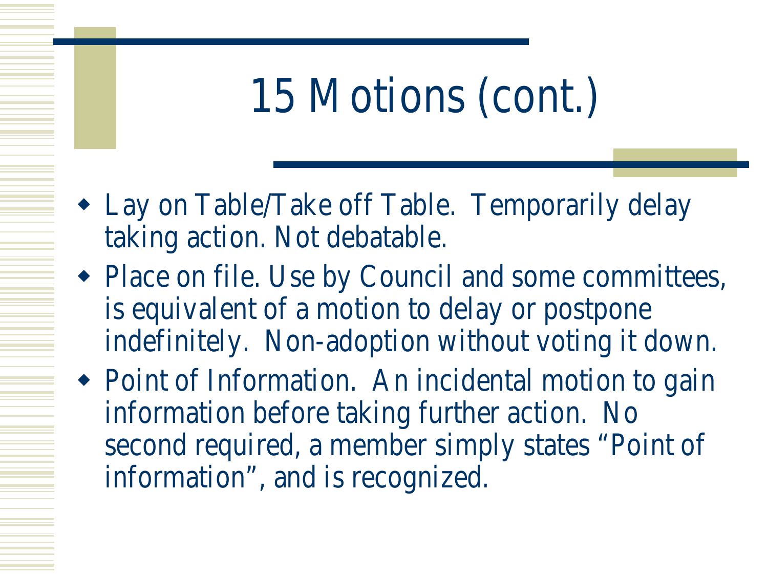# 15 Motions (cont.)

- Lay on Table/Take off Table. Temporarily delay taking action. Not debatable.
- Place on file. Use by Council and some committees, is equivalent of a motion to delay or postpone indefinitely. Non-adoption without voting it down.
- Point of Information. An incidental motion to gain information before taking further action. No second required, a member simply states "Point of information", and is recognized.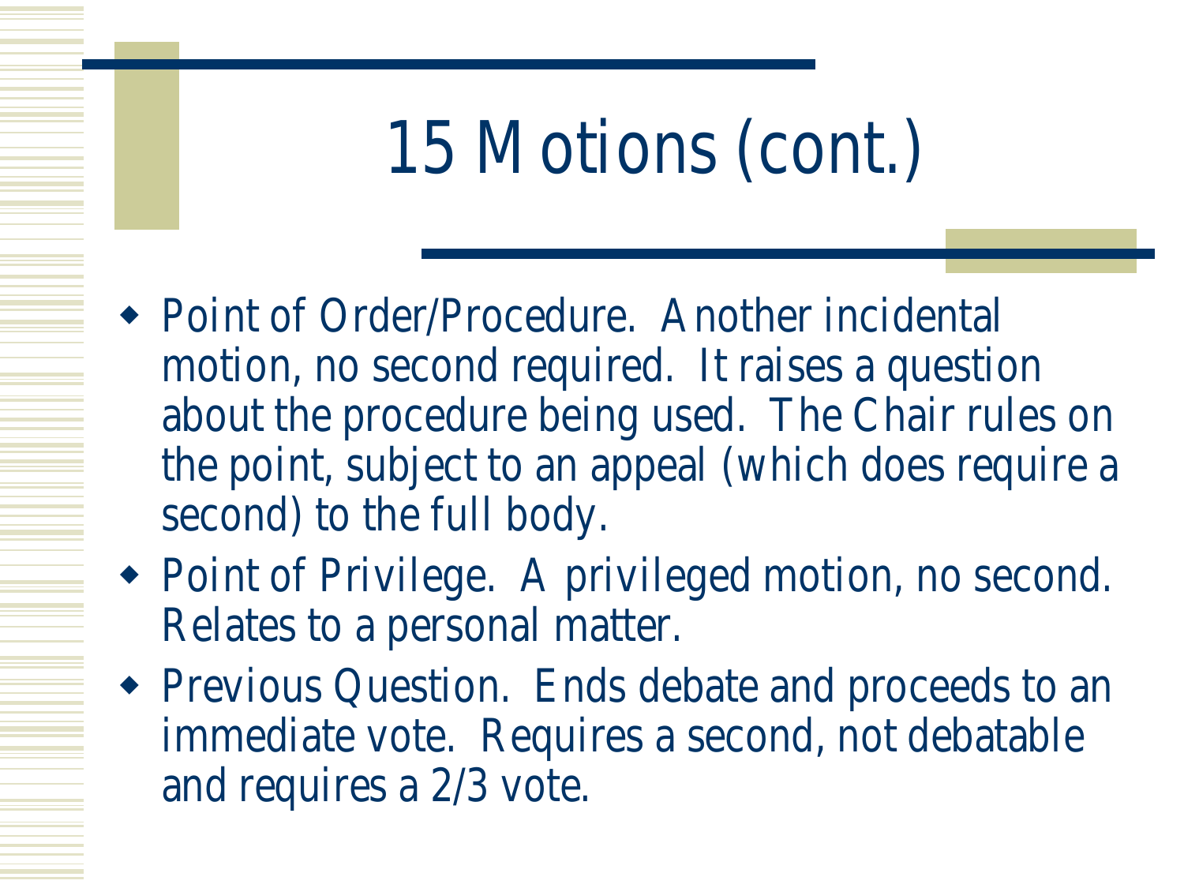# 15 Motions (cont.)

- Point of Order/Procedure. Another incidental motion, no second required. It raises a question about the procedure being used. The Chair rules on the point, subject to an appeal (which does require a second) to the full body.
- Point of Privilege. A privileged motion, no second. Relates to a personal matter.
- Previous Question. Ends debate and proceeds to an immediate vote. Requires a second, not debatable and requires a 2/3 vote.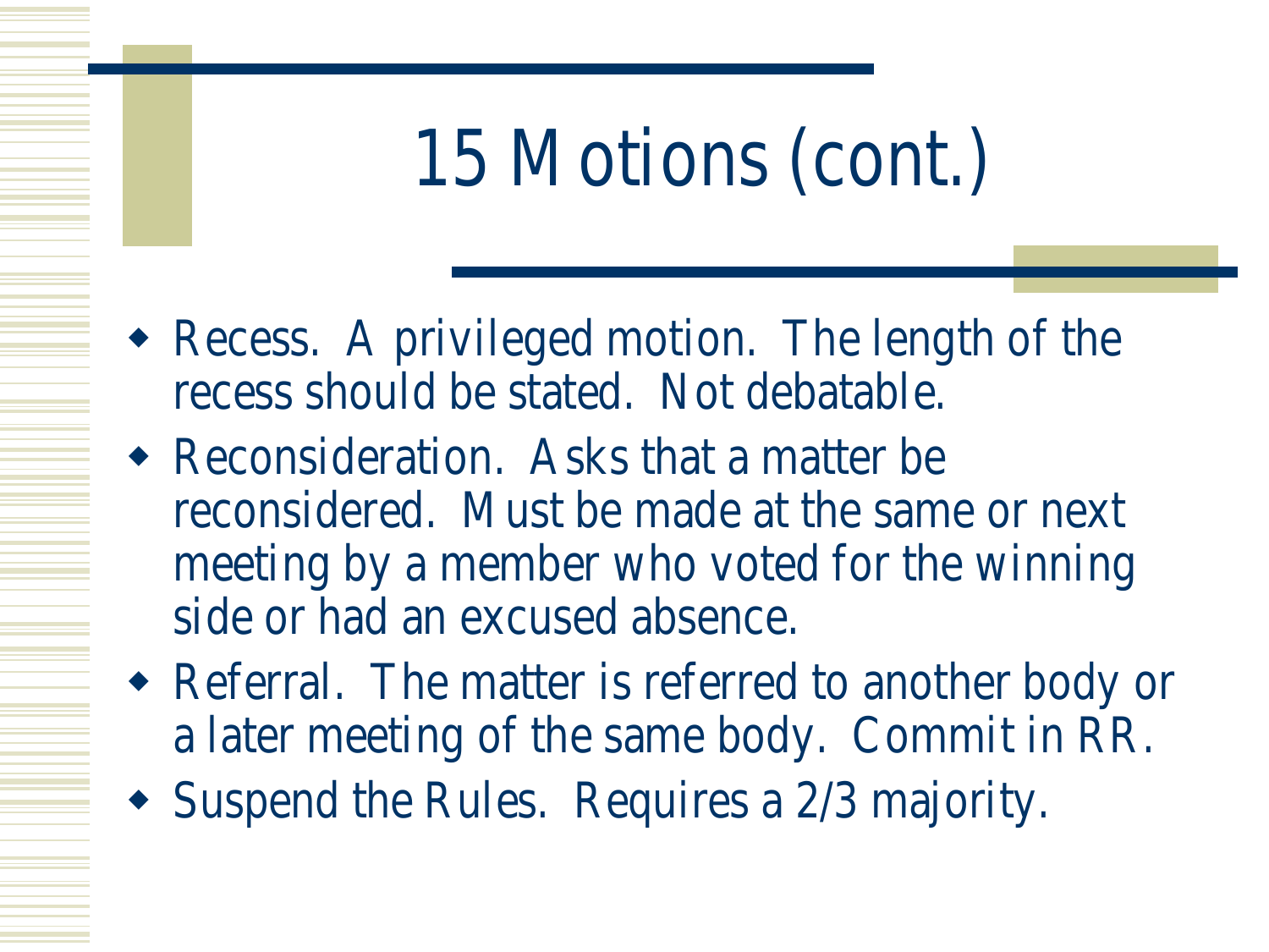# 15 Motions (cont.)

- Recess. A privileged motion. The length of the recess should be stated. Not debatable.
- Reconsideration. Asks that a matter be reconsidered. Must be made at the same or next meeting by a member who voted for the winning side or had an excused absence.
- Referral. The matter is referred to another body or a later meeting of the same body. Commit in RR.
- Suspend the Rules. Requires a 2/3 majority.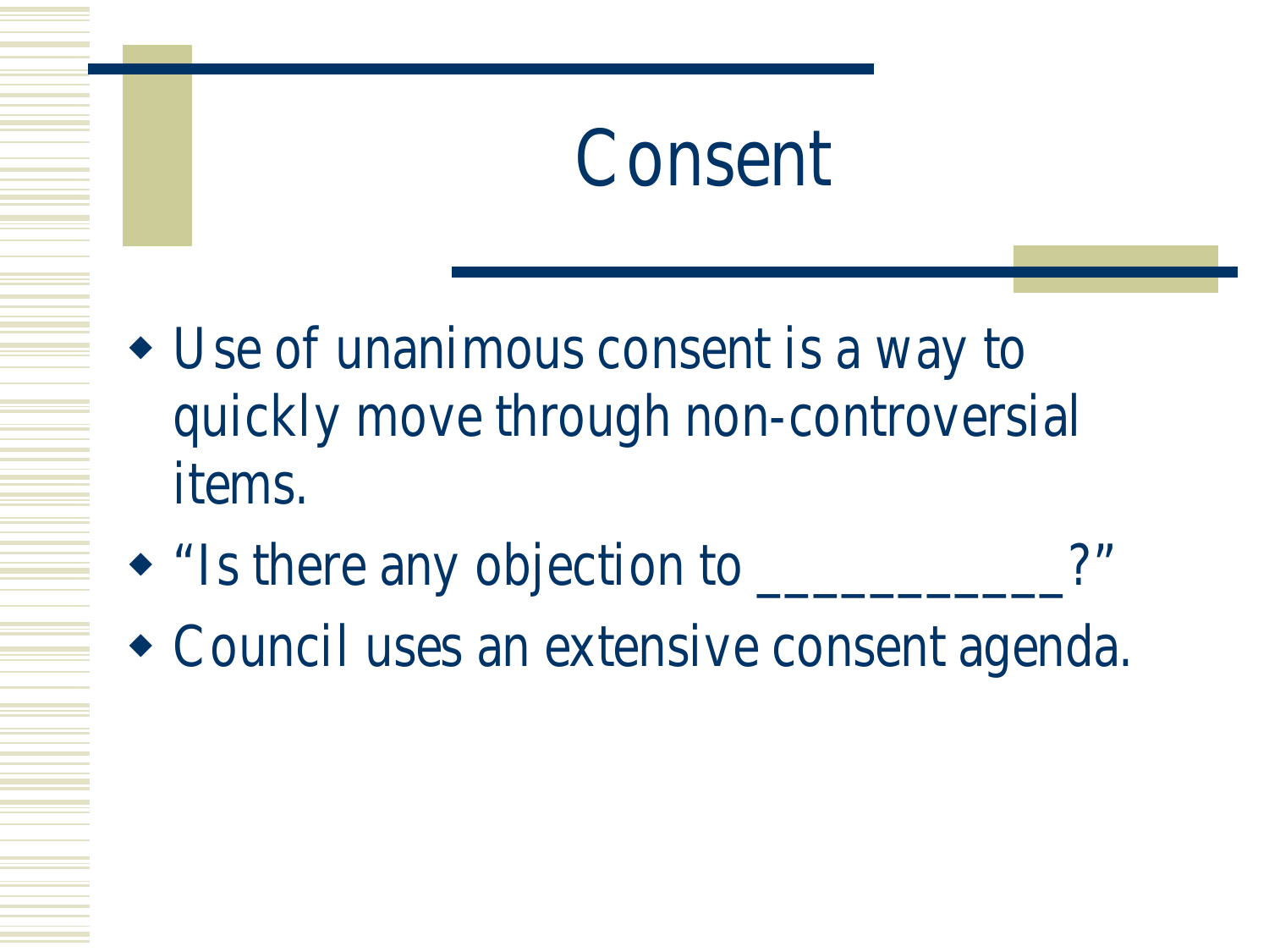# Consent

- Use of unanimous consent is a way to quickly move through non-controversial items.
- "Is there any objection to ___________?"
- Council uses an extensive consent agenda.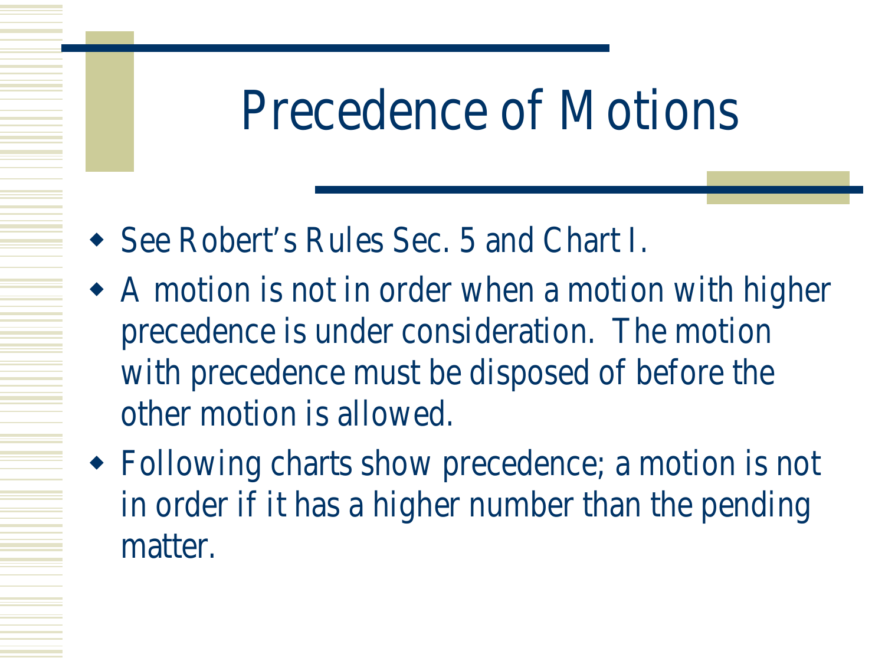# Precedence of Motions

- See Robert's Rules Sec. 5 and Chart I.
- A motion is not in order when a motion with higher precedence is under consideration. The motion with precedence must be disposed of before the other motion is allowed.
- Following charts show precedence; a motion is not in order if it has a higher number than the pending matter.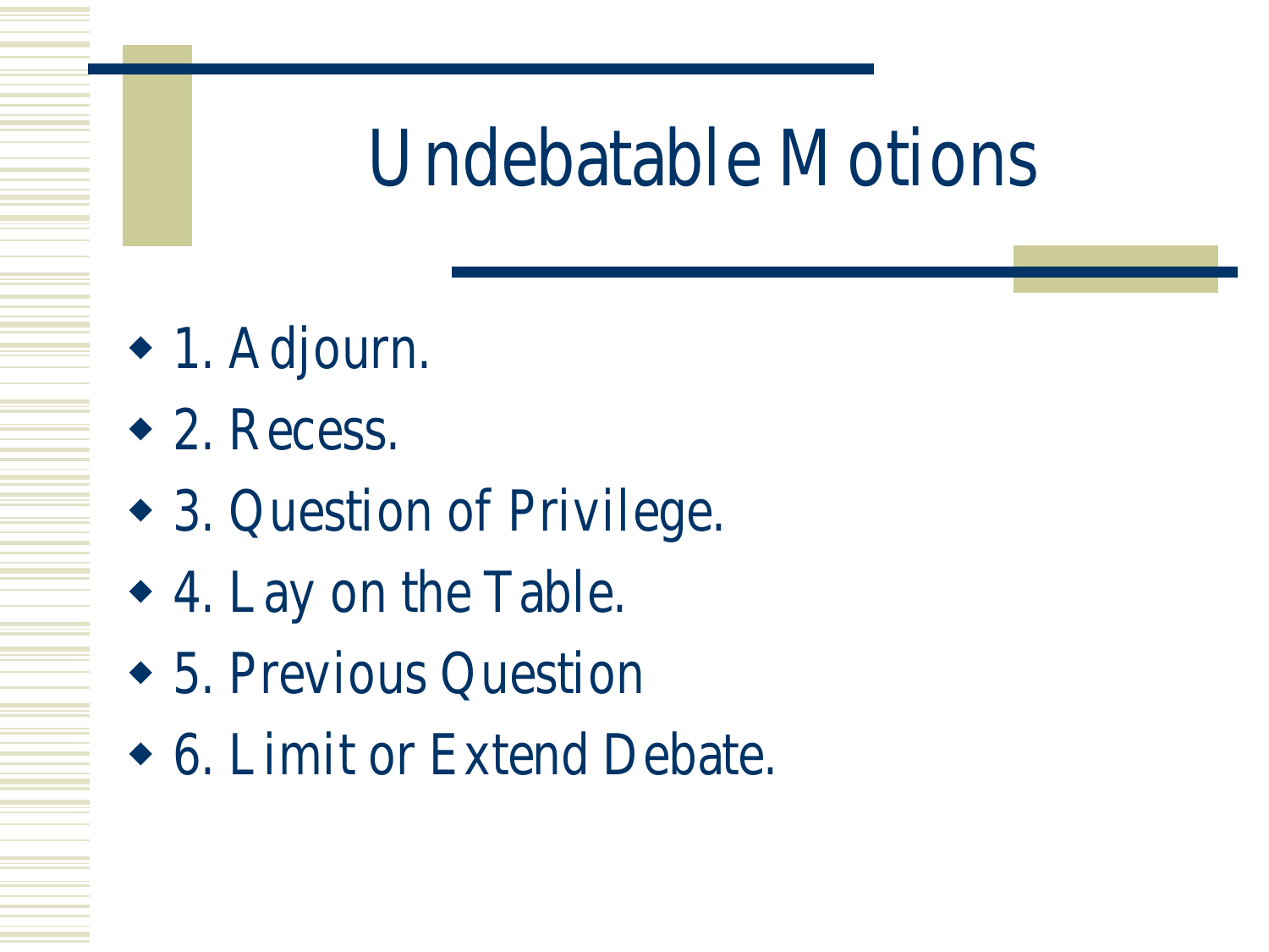# Undebatable Motions

- 1. Adjourn.
- 2. Recess.
- 3. Question of Privilege.
- 4. Lay on the Table.
- 5. Previous Question
- 6. Limit or Extend Debate.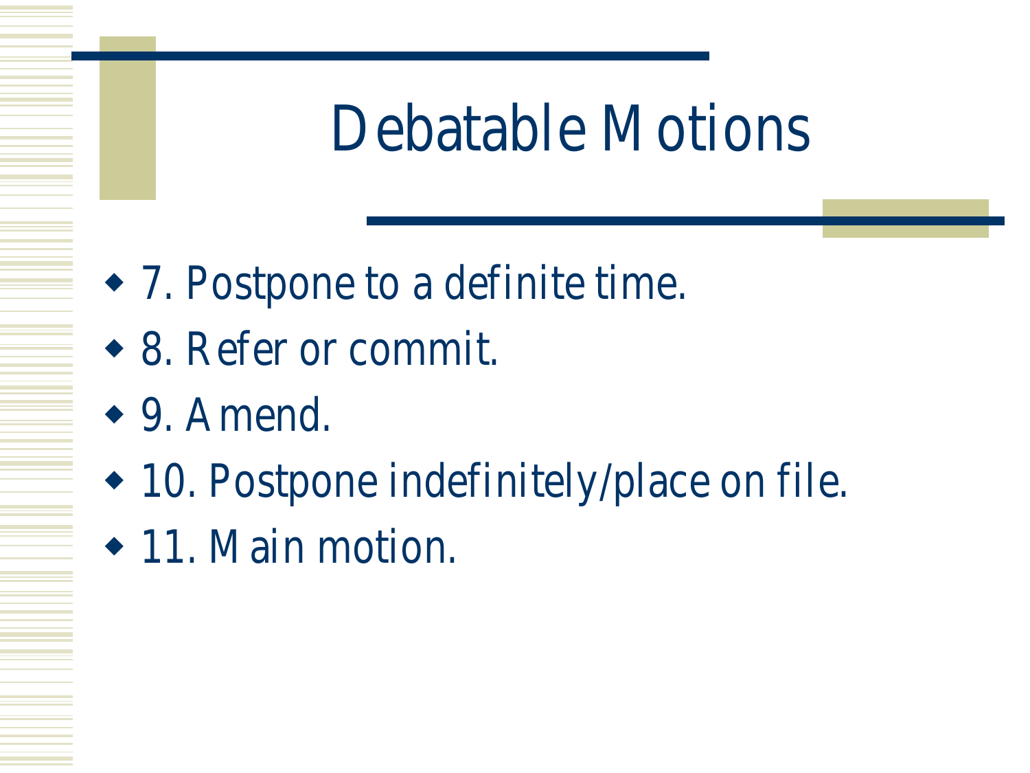# Debatable Motions

- 7. Postpone to a definite time.
- 8. Refer or commit.
- 9. Amend.
- 10. Postpone indefinitely/place on file.
- 11. Main motion.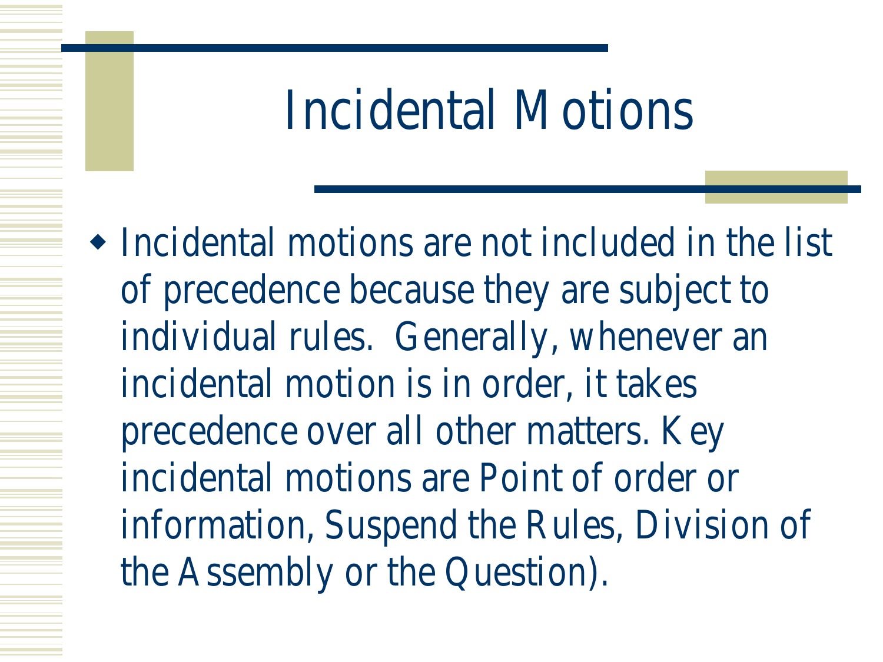# Incidental Motions

- Incidental motions are not included in the list of precedence because they are subject to individual rules. Generally, whenever an incidental motion is in order, it takes precedence over all other matters. Key incidental motions are Point of order or information, Suspend the Rules, Division of the Assembly or the Question).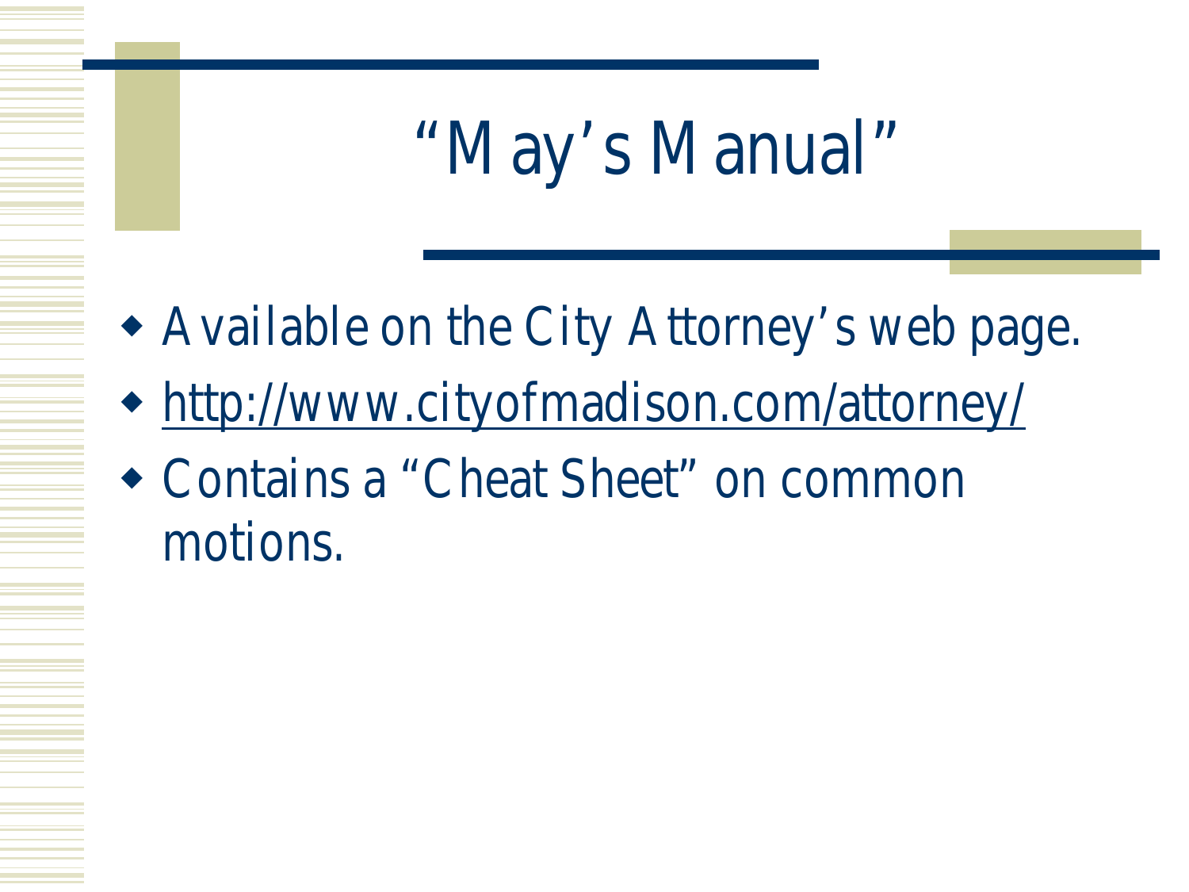# "May's Manual"

- Available on the City Attorney's web page.
- http://www.cityofmadison.com/attorney/
- Contains a "Cheat Sheet" on common motions.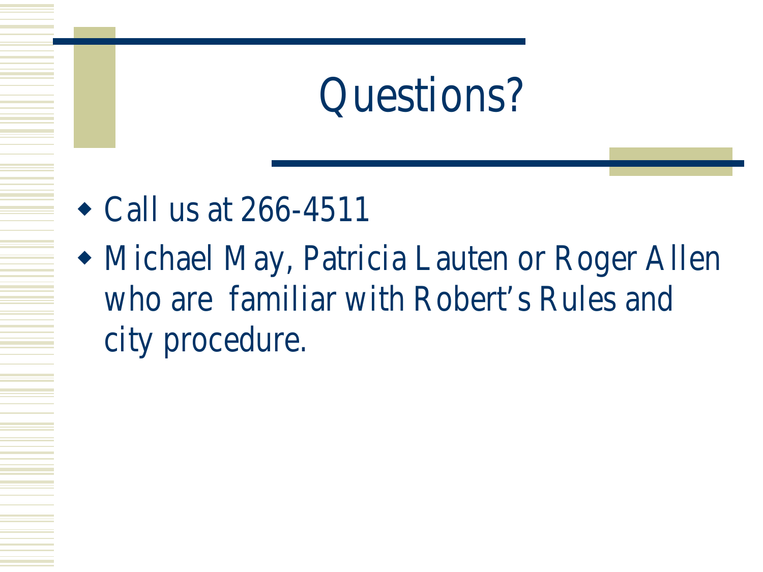# Questions?

- Call us at 266-4511
- Michael May, Patricia Lauten or Roger Allen who are familiar with Robert's Rules and city procedure.